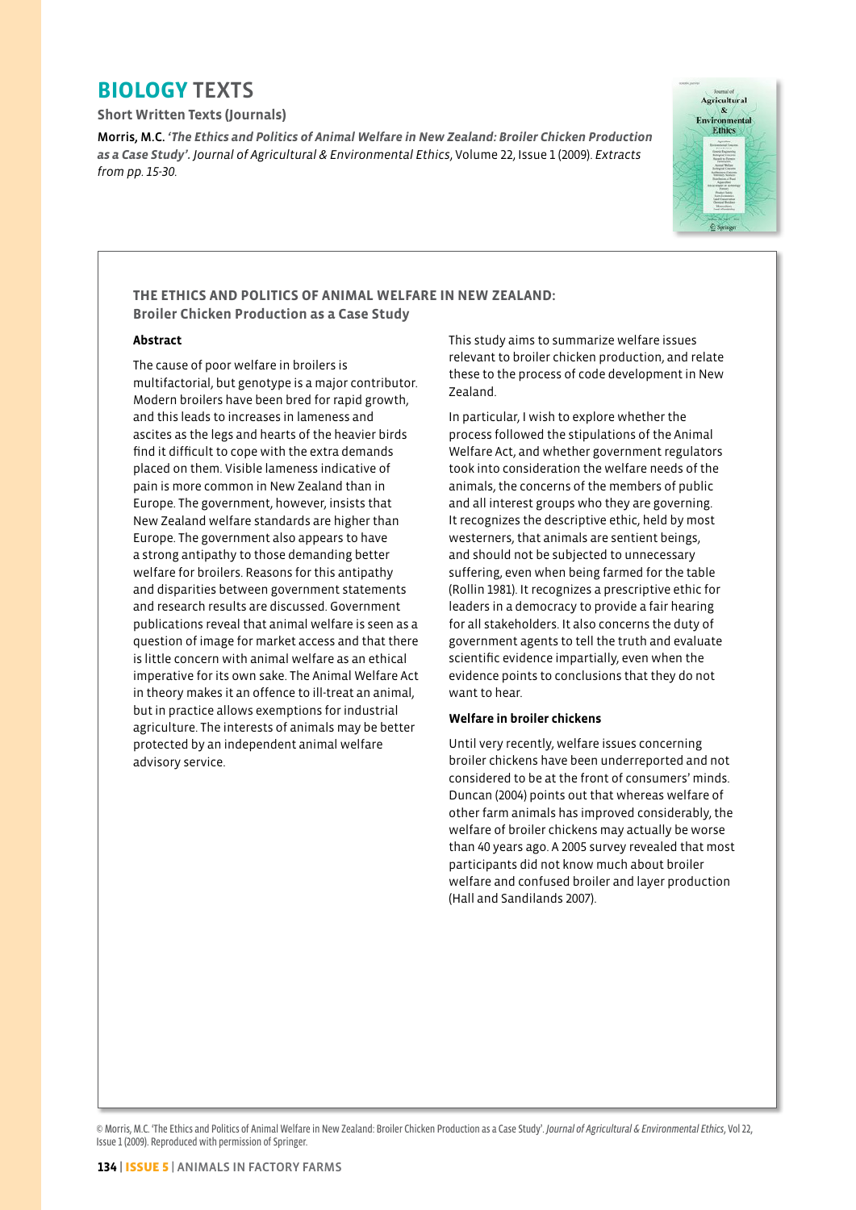# BIOLOGY TEXTS

**Short Written Texts (Journals)**

**Morris, M.C.** ***'The Ethics and Politics of Animal Welfare in New Zealand: Broiler Chicken Production as a Case Study'.*** *Journal of Agricultural & Environmental Ethics*, Volume 22, Issue 1 (2009). *Extracts from pp. 15-30.*

## THE ETHICS AND POLITICS OF ANIMAL WELFARE IN NEW ZEALAND: Broiler Chicken Production as a Case Study

### Abstract

The cause of poor welfare in broilers is multifactorial, but genotype is a major contributor. Modern broilers have been bred for rapid growth, and this leads to increases in lameness and ascites as the legs and hearts of the heavier birds find it difficult to cope with the extra demands placed on them. Visible lameness indicative of pain is more common in New Zealand than in Europe. The government, however, insists that New Zealand welfare standards are higher than Europe. The government also appears to have a strong antipathy to those demanding better welfare for broilers. Reasons for this antipathy and disparities between government statements and research results are discussed. Government publications reveal that animal welfare is seen as a question of image for market access and that there is little concern with animal welfare as an ethical imperative for its own sake. The Animal Welfare Act in theory makes it an offence to ill-treat an animal, but in practice allows exemptions for industrial agriculture. The interests of animals may be better protected by an independent animal welfare advisory service.

This study aims to summarize welfare issues relevant to broiler chicken production, and relate these to the process of code development in New Zealand.

In particular, I wish to explore whether the process followed the stipulations of the Animal Welfare Act, and whether government regulators took into consideration the welfare needs of the animals, the concerns of the members of public and all interest groups who they are governing. It recognizes the descriptive ethic, held by most westerners, that animals are sentient beings, and should not be subjected to unnecessary suffering, even when being farmed for the table (Rollin 1981). It recognizes a prescriptive ethic for leaders in a democracy to provide a fair hearing for all stakeholders. It also concerns the duty of government agents to tell the truth and evaluate scientific evidence impartially, even when the evidence points to conclusions that they do not want to hear.

### Welfare in broiler chickens

Until very recently, welfare issues concerning broiler chickens have been underreported and not considered to be at the front of consumers' minds. Duncan (2004) points out that whereas welfare of other farm animals has improved considerably, the welfare of broiler chickens may actually be worse than 40 years ago. A 2005 survey revealed that most participants did not know much about broiler welfare and confused broiler and layer production (Hall and Sandilands 2007).

© Morris, M.C. 'The Ethics and Politics of Animal Welfare in New Zealand: Broiler Chicken Production as a Case Study'. *Journal of Agricultural & Environmental Ethics*, Vol 22, Issue 1 (2009). Reproduced with permission of Springer.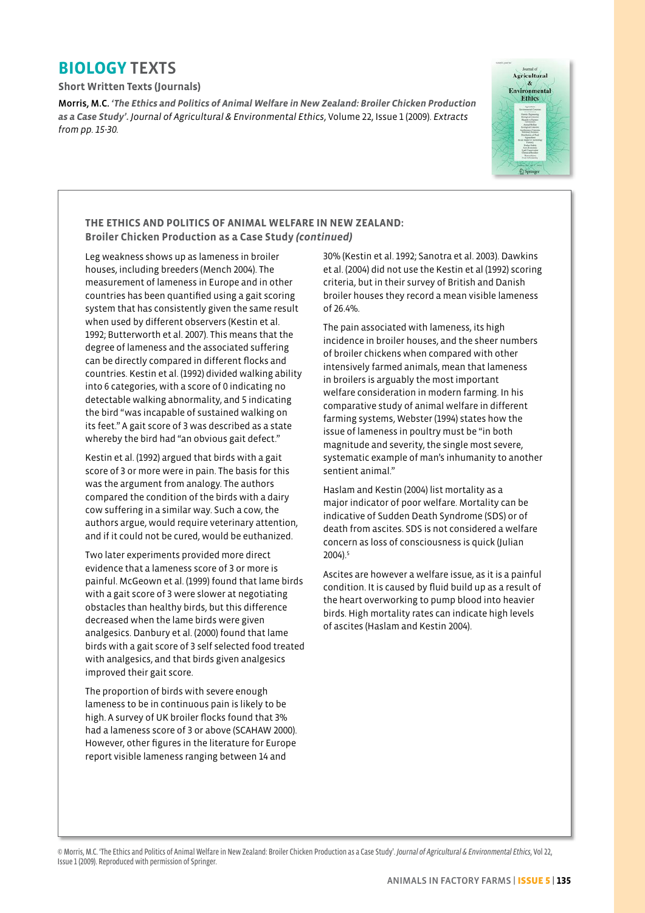# BIOLOGY TEXTS

**Short Written Texts (Journals)**

**Morris, M.C.** ***'The Ethics and Politics of Animal Welfare in New Zealand: Broiler Chicken Production as a Case Study'.*** *Journal of Agricultural & Environmental Ethics*, Volume 22, Issue 1 (2009). *Extracts from pp. 15-30.*

### THE ETHICS AND POLITICS OF ANIMAL WELFARE IN NEW ZEALAND: Broiler Chicken Production as a Case Study *(continued)*

Leg weakness shows up as lameness in broiler houses, including breeders (Mench 2004). The measurement of lameness in Europe and in other countries has been quantified using a gait scoring system that has consistently given the same result when used by different observers (Kestin et al. 1992; Butterworth et al. 2007). This means that the degree of lameness and the associated suffering can be directly compared in different flocks and countries. Kestin et al. (1992) divided walking ability into 6 categories, with a score of 0 indicating no detectable walking abnormality, and 5 indicating the bird "was incapable of sustained walking on its feet." A gait score of 3 was described as a state whereby the bird had "an obvious gait defect."

Kestin et al. (1992) argued that birds with a gait score of 3 or more were in pain. The basis for this was the argument from analogy. The authors compared the condition of the birds with a dairy cow suffering in a similar way. Such a cow, the authors argue, would require veterinary attention, and if it could not be cured, would be euthanized.

Two later experiments provided more direct evidence that a lameness score of 3 or more is painful. McGeown et al. (1999) found that lame birds with a gait score of 3 were slower at negotiating obstacles than healthy birds, but this difference decreased when the lame birds were given analgesics. Danbury et al. (2000) found that lame birds with a gait score of 3 self selected food treated with analgesics, and that birds given analgesics improved their gait score.

The proportion of birds with severe enough lameness to be in continuous pain is likely to be high. A survey of UK broiler flocks found that 3% had a lameness score of 3 or above (SCAHAW 2000). However, other figures in the literature for Europe report visible lameness ranging between 14 and 30% (Kestin et al. 1992; Sanotra et al. 2003). Dawkins et al. (2004) did not use the Kestin et al (1992) scoring criteria, but in their survey of British and Danish broiler houses they record a mean visible lameness of 26.4%.

The pain associated with lameness, its high incidence in broiler houses, and the sheer numbers of broiler chickens when compared with other intensively farmed animals, mean that lameness in broilers is arguably the most important welfare consideration in modern farming. In his comparative study of animal welfare in different farming systems, Webster (1994) states how the issue of lameness in poultry must be "in both magnitude and severity, the single most severe, systematic example of man's inhumanity to another sentient animal."

Haslam and Kestin (2004) list mortality as a major indicator of poor welfare. Mortality can be indicative of Sudden Death Syndrome (SDS) or of death from ascites. SDS is not considered a welfare concern as loss of consciousness is quick (Julian 2004).[5]

Ascites are however a welfare issue, as it is a painful condition. It is caused by fluid build up as a result of the heart overworking to pump blood into heavier birds. High mortality rates can indicate high levels of ascites (Haslam and Kestin 2004).

© Morris, M.C. 'The Ethics and Politics of Animal Welfare in New Zealand: Broiler Chicken Production as a Case Study'. *Journal of Agricultural & Environmental Ethics*, Vol 22, Issue 1 (2009). Reproduced with permission of Springer.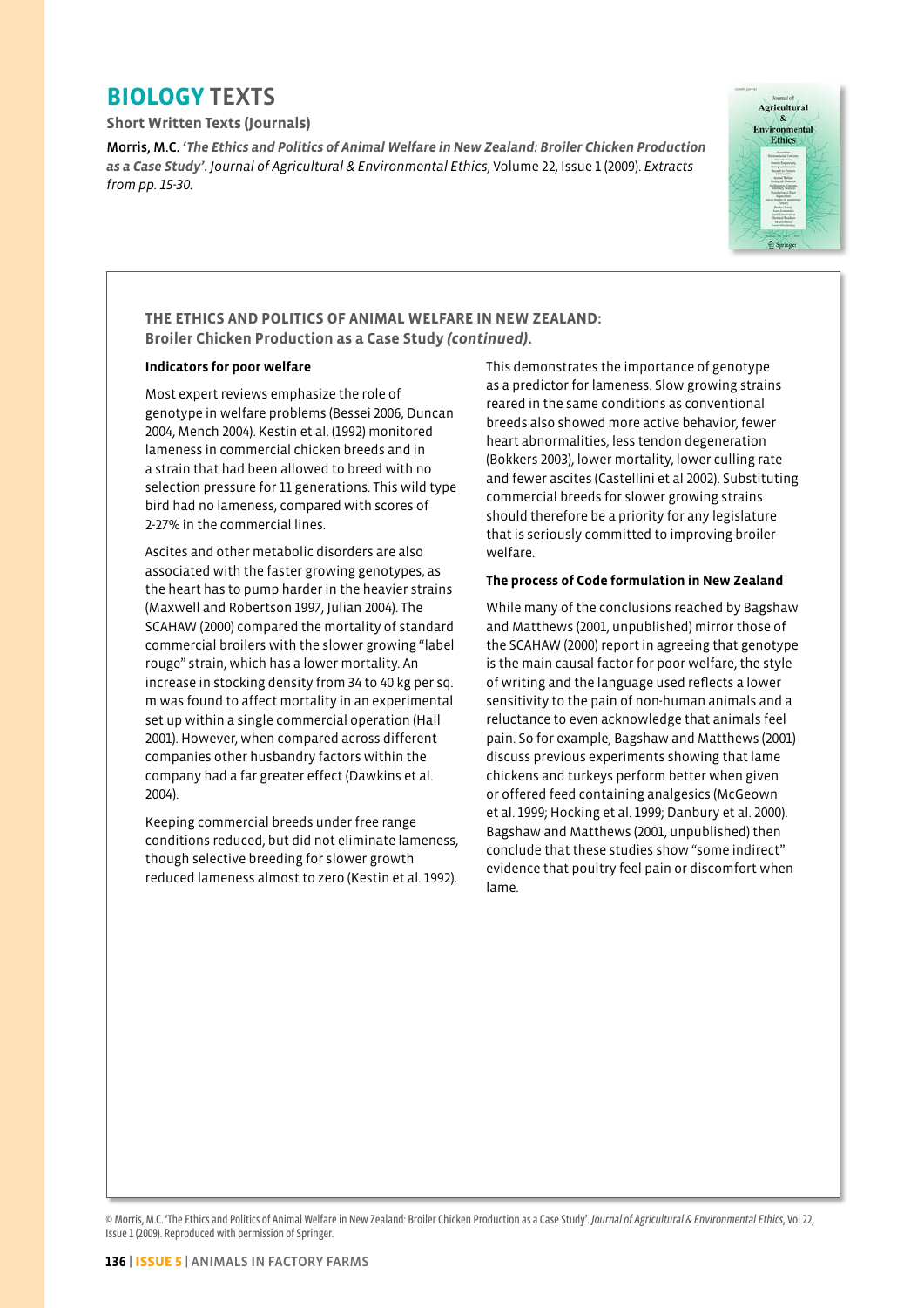# BIOLOGY TEXTS

**Short Written Texts (Journals)**

Morris, M.C. *'The Ethics and Politics of Animal Welfare in New Zealand: Broiler Chicken Production as a Case Study'. Journal of Agricultural & Environmental Ethics*, Volume 22, Issue 1 (2009). *Extracts from pp. 15-30.*

## THE ETHICS AND POLITICS OF ANIMAL WELFARE IN NEW ZEALAND: Broiler Chicken Production as a Case Study *(continued)*.

### Indicators for poor welfare

Most expert reviews emphasize the role of genotype in welfare problems (Bessei 2006, Duncan 2004, Mench 2004). Kestin et al. (1992) monitored lameness in commercial chicken breeds and in a strain that had been allowed to breed with no selection pressure for 11 generations. This wild type bird had no lameness, compared with scores of 2-27% in the commercial lines.

Ascites and other metabolic disorders are also associated with the faster growing genotypes, as the heart has to pump harder in the heavier strains (Maxwell and Robertson 1997, Julian 2004). The SCAHAW (2000) compared the mortality of standard commercial broilers with the slower growing "label rouge" strain, which has a lower mortality. An increase in stocking density from 34 to 40 kg per sq. m was found to affect mortality in an experimental set up within a single commercial operation (Hall 2001). However, when compared across different companies other husbandry factors within the company had a far greater effect (Dawkins et al. 2004).

Keeping commercial breeds under free range conditions reduced, but did not eliminate lameness, though selective breeding for slower growth reduced lameness almost to zero (Kestin et al. 1992).

This demonstrates the importance of genotype as a predictor for lameness. Slow growing strains reared in the same conditions as conventional breeds also showed more active behavior, fewer heart abnormalities, less tendon degeneration (Bokkers 2003), lower mortality, lower culling rate and fewer ascites (Castellini et al 2002). Substituting commercial breeds for slower growing strains should therefore be a priority for any legislature that is seriously committed to improving broiler welfare.

### The process of Code formulation in New Zealand

While many of the conclusions reached by Bagshaw and Matthews (2001, unpublished) mirror those of the SCAHAW (2000) report in agreeing that genotype is the main causal factor for poor welfare, the style of writing and the language used reflects a lower sensitivity to the pain of non-human animals and a reluctance to even acknowledge that animals feel pain. So for example, Bagshaw and Matthews (2001) discuss previous experiments showing that lame chickens and turkeys perform better when given or offered feed containing analgesics (McGeown et al. 1999; Hocking et al. 1999; Danbury et al. 2000). Bagshaw and Matthews (2001, unpublished) then conclude that these studies show "some indirect" evidence that poultry feel pain or discomfort when lame.

© Morris, M.C. 'The Ethics and Politics of Animal Welfare in New Zealand: Broiler Chicken Production as a Case Study'. *Journal of Agricultural & Environmental Ethics*, Vol 22, Issue 1 (2009). Reproduced with permission of Springer.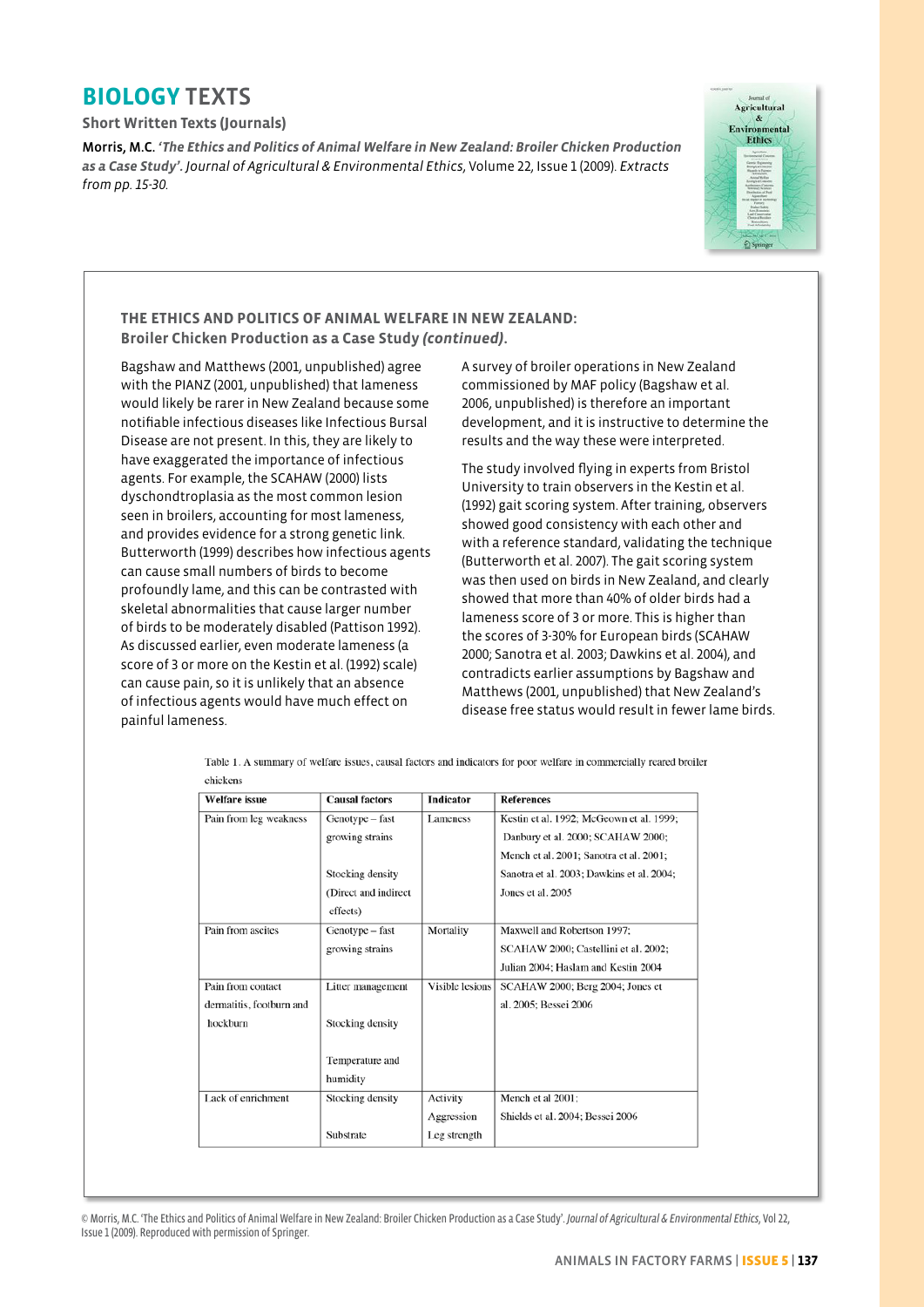# BIOLOGY TEXTS

**Short Written Texts (Journals)**

**Morris, M.C.** ***'The Ethics and Politics of Animal Welfare in New Zealand: Broiler Chicken Production as a Case Study'.*** *Journal of Agricultural & Environmental Ethics*, Volume 22, Issue 1 (2009). *Extracts from pp. 15-30.*

### THE ETHICS AND POLITICS OF ANIMAL WELFARE IN NEW ZEALAND: Broiler Chicken Production as a Case Study *(continued)*.

Bagshaw and Matthews (2001, unpublished) agree with the PIANZ (2001, unpublished) that lameness would likely be rarer in New Zealand because some notifiable infectious diseases like Infectious Bursal Disease are not present. In this, they are likely to have exaggerated the importance of infectious agents. For example, the SCAHAW (2000) lists dyschondtroplasia as the most common lesion seen in broilers, accounting for most lameness, and provides evidence for a strong genetic link. Butterworth (1999) describes how infectious agents can cause small numbers of birds to become profoundly lame, and this can be contrasted with skeletal abnormalities that cause larger number of birds to be moderately disabled (Pattison 1992). As discussed earlier, even moderate lameness (a score of 3 or more on the Kestin et al. (1992) scale) can cause pain, so it is unlikely that an absence of infectious agents would have much effect on painful lameness.

A survey of broiler operations in New Zealand commissioned by MAF policy (Bagshaw et al. 2006, unpublished) is therefore an important development, and it is instructive to determine the results and the way these were interpreted.

The study involved flying in experts from Bristol University to train observers in the Kestin et al. (1992) gait scoring system. After training, observers showed good consistency with each other and with a reference standard, validating the technique (Butterworth et al. 2007). The gait scoring system was then used on birds in New Zealand, and clearly showed that more than 40% of older birds had a lameness score of 3 or more. This is higher than the scores of 3-30% for European birds (SCAHAW 2000; Sanotra et al. 2003; Dawkins et al. 2004), and contradicts earlier assumptions by Bagshaw and Matthews (2001, unpublished) that New Zealand's disease free status would result in fewer lame birds.

Table 1. A summary of welfare issues, causal factors and indicators for poor welfare in commercially reared broiler chickens

| Welfare issue | Causal factors | Indicator | References |
|---|---|---|---|
| Pain from leg weakness | Genotype – fast growing strains<br><br>Stocking density (Direct and indirect effects) | Lameness | Kestin et al. 1992; McGeown et al. 1999; Danbury et al. 2000; SCAHAW 2000; Mench et al. 2001; Sanotra et al. 2001; Sanotra et al. 2003; Dawkins et al. 2004; Jones et al. 2005 |
| Pain from ascites | Genotype – fast growing strains | Mortality | Maxwell and Robertson 1997; SCAHAW 2000; Castellini et al. 2002; Julian 2004; Haslam and Kestin 2004 |
| Pain from contact dermatitis, footburn and hockburn | Litter management<br><br>Stocking density<br><br>Temperature and humidity | Visible lesions | SCAHAW 2000; Berg 2004; Jones et al. 2005; Bessei 2006 |
| Lack of enrichment | Stocking density<br><br>Substrate | Activity<br>Aggression<br>Leg strength | Mench et al 2001; Shields et al. 2004; Bessei 2006 |

© Morris, M.C. 'The Ethics and Politics of Animal Welfare in New Zealand: Broiler Chicken Production as a Case Study'. *Journal of Agricultural & Environmental Ethics*, Vol 22, Issue 1 (2009). Reproduced with permission of Springer.